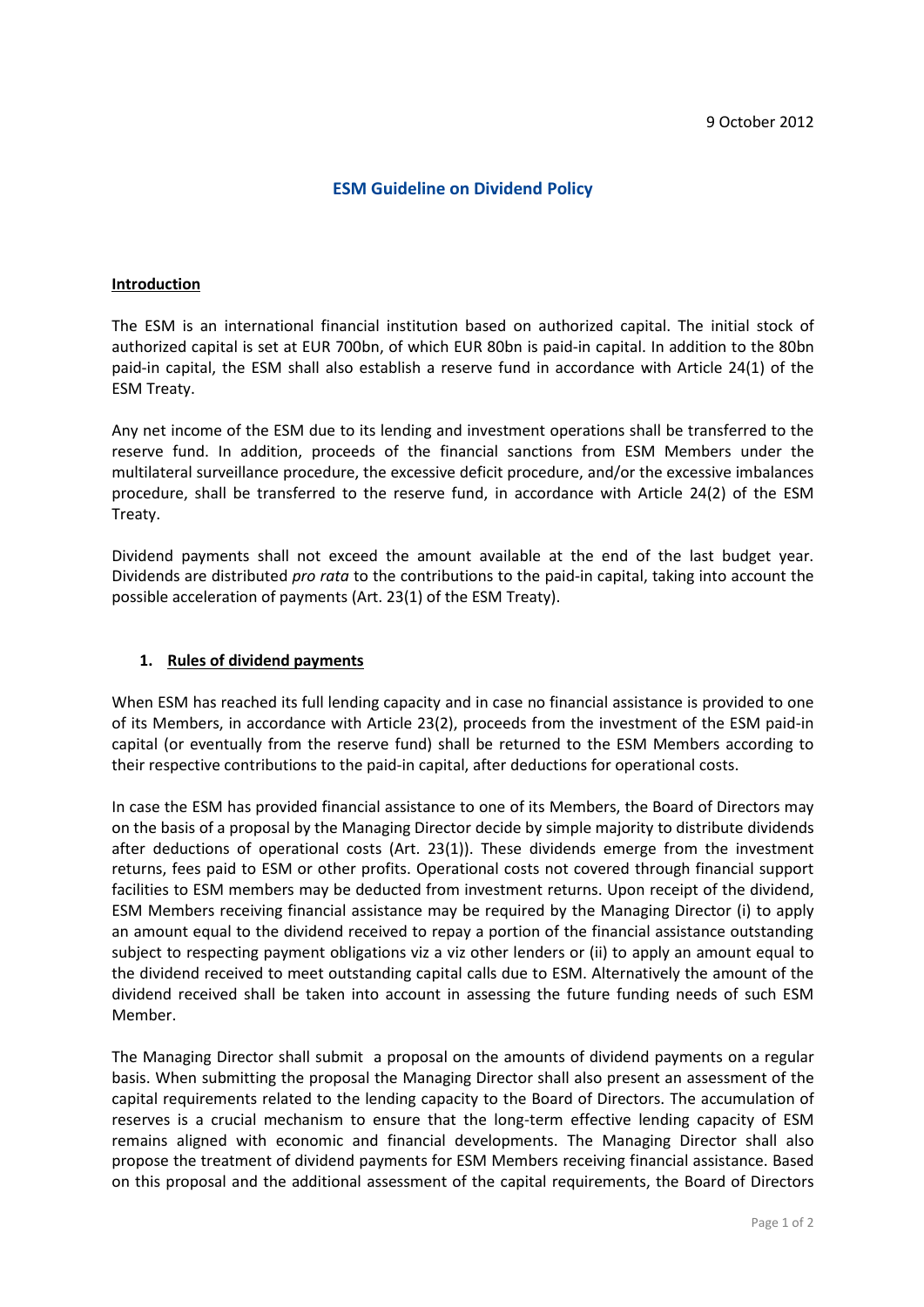9 October 2012

# ESM Guideline on Dividend Policy

## Introduction

The ESM is an international financial institution based on authorized capital. The initial stock of authorized capital is set at EUR 700bn, of which EUR 80bn is paid-in capital. In addition to the 80bn paid-in capital, the ESM shall also establish a reserve fund in accordance with Article 24(1) of the ESM Treaty.

Any net income of the ESM due to its lending and investment operations shall be transferred to the reserve fund. In addition, proceeds of the financial sanctions from ESM Members under the multilateral surveillance procedure, the excessive deficit procedure, and/or the excessive imbalances procedure, shall be transferred to the reserve fund, in accordance with Article 24(2) of the ESM Treaty.

Dividend payments shall not exceed the amount available at the end of the last budget year. Dividends are distributed *pro rata* to the contributions to the paid-in capital, taking into account the possible acceleration of payments (Art. 23(1) of the ESM Treaty).

## 1. Rules of dividend payments

When ESM has reached its full lending capacity and in case no financial assistance is provided to one of its Members, in accordance with Article 23(2), proceeds from the investment of the ESM paid-in capital (or eventually from the reserve fund) shall be returned to the ESM Members according to their respective contributions to the paid-in capital, after deductions for operational costs.

In case the ESM has provided financial assistance to one of its Members, the Board of Directors may on the basis of a proposal by the Managing Director decide by simple majority to distribute dividends after deductions of operational costs (Art. 23(1)). These dividends emerge from the investment returns, fees paid to ESM or other profits. Operational costs not covered through financial support facilities to ESM members may be deducted from investment returns. Upon receipt of the dividend, ESM Members receiving financial assistance may be required by the Managing Director (i) to apply an amount equal to the dividend received to repay a portion of the financial assistance outstanding subject to respecting payment obligations viz a viz other lenders or (ii) to apply an amount equal to the dividend received to meet outstanding capital calls due to ESM. Alternatively the amount of the dividend received shall be taken into account in assessing the future funding needs of such ESM Member.

The Managing Director shall submit a proposal on the amounts of dividend payments on a regular basis. When submitting the proposal the Managing Director shall also present an assessment of the capital requirements related to the lending capacity to the Board of Directors. The accumulation of reserves is a crucial mechanism to ensure that the long-term effective lending capacity of ESM remains aligned with economic and financial developments. The Managing Director shall also propose the treatment of dividend payments for ESM Members receiving financial assistance. Based on this proposal and the additional assessment of the capital requirements, the Board of Directors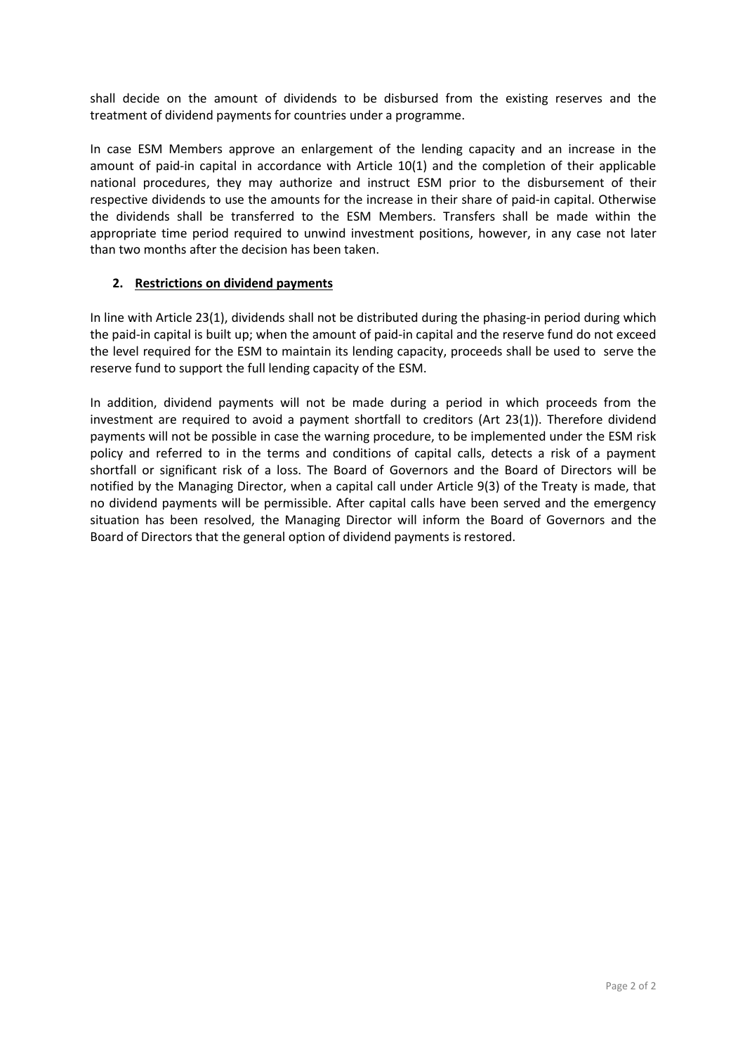shall decide on the amount of dividends to be disbursed from the existing reserves and the treatment of dividend payments for countries under a programme.

In case ESM Members approve an enlargement of the lending capacity and an increase in the amount of paid-in capital in accordance with Article 10(1) and the completion of their applicable national procedures, they may authorize and instruct ESM prior to the disbursement of their respective dividends to use the amounts for the increase in their share of paid-in capital. Otherwise the dividends shall be transferred to the ESM Members. Transfers shall be made within the appropriate time period required to unwind investment positions, however, in any case not later than two months after the decision has been taken.

## 2. Restrictions on dividend payments

In line with Article 23(1), dividends shall not be distributed during the phasing-in period during which the paid-in capital is built up; when the amount of paid-in capital and the reserve fund do not exceed the level required for the ESM to maintain its lending capacity, proceeds shall be used to serve the reserve fund to support the full lending capacity of the ESM.

In addition, dividend payments will not be made during a period in which proceeds from the investment are required to avoid a payment shortfall to creditors (Art 23(1)). Therefore dividend payments will not be possible in case the warning procedure, to be implemented under the ESM risk policy and referred to in the terms and conditions of capital calls, detects a risk of a payment shortfall or significant risk of a loss. The Board of Governors and the Board of Directors will be notified by the Managing Director, when a capital call under Article 9(3) of the Treaty is made, that no dividend payments will be permissible. After capital calls have been served and the emergency situation has been resolved, the Managing Director will inform the Board of Governors and the Board of Directors that the general option of dividend payments is restored.